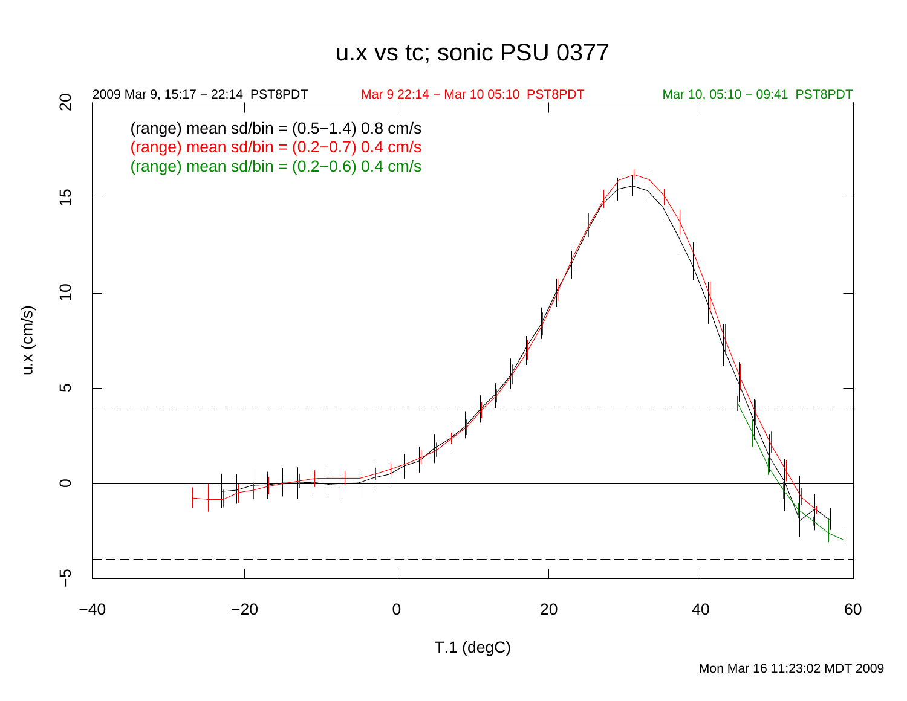# u.x vs tc; sonic PSU 0377

2009 Mar 9, 15:17 − 22:14 PST8PDT

Mar 9 22:14 − Mar 10 05:10 PST8PDT

Mar 10, 05:10 − 09:41 PST8PDT

(range) mean sd/bin = (0.5−1.4) 0.8 cm/s

(range) mean sd/bin = (0.2−0.7) 0.4 cm/s

(range) mean sd/bin = (0.2−0.6) 0.4 cm/s

u.x (cm/s)

T.1 (degC)

Mon Mar 16 11:23:02 MDT 2009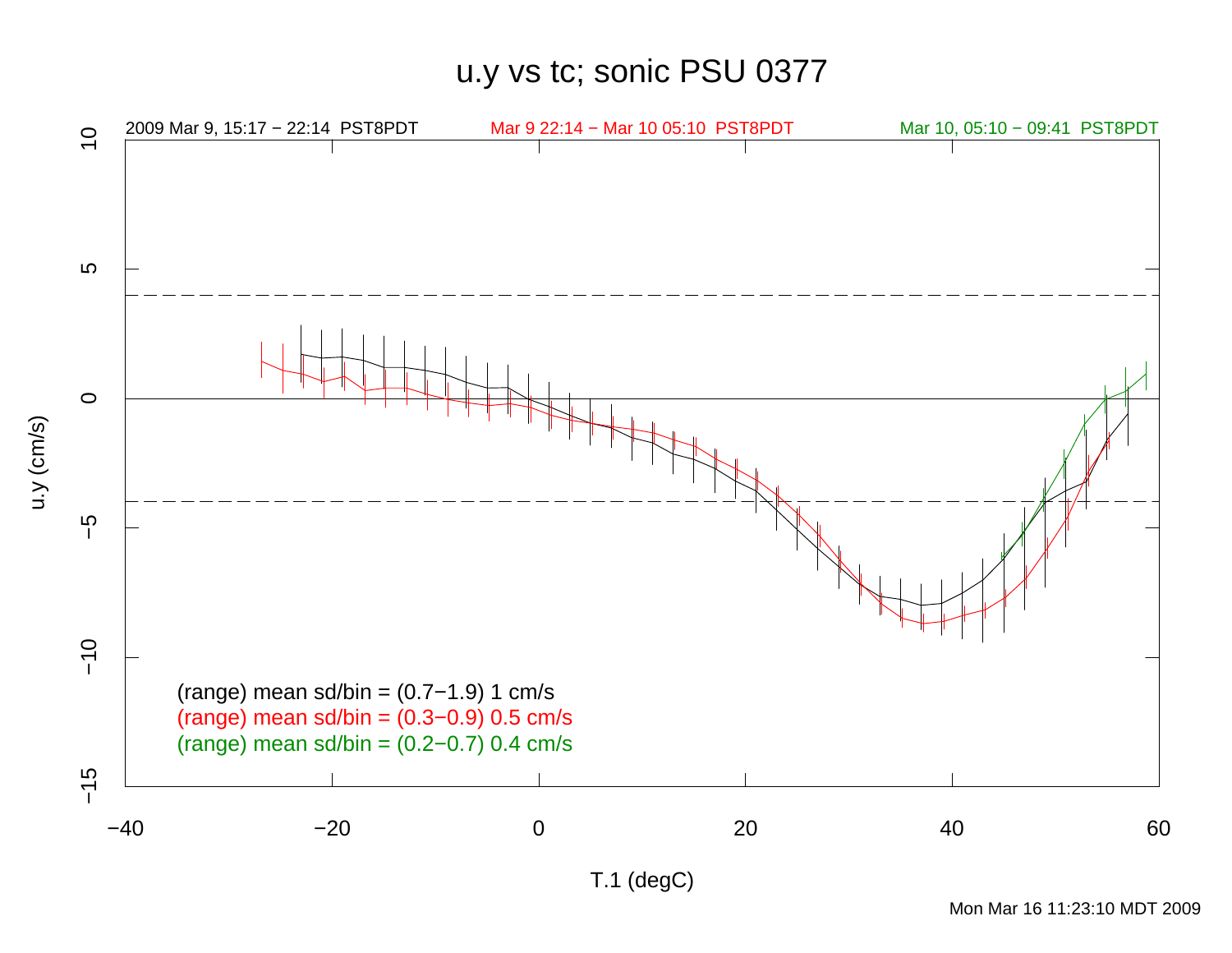# u.y vs tc; sonic PSU 0377

2009 Mar 9, 15:17 − 22:14 PST8PDT

Mar 9 22:14 − Mar 10 05:10 PST8PDT

Mar 10, 05:10 − 09:41 PST8PDT

(range) mean sd/bin = (0.7−1.9) 1 cm/s

(range) mean sd/bin = (0.3−0.9) 0.5 cm/s

(range) mean sd/bin = (0.2−0.7) 0.4 cm/s

u.y (cm/s)

T.1 (degC)

Mon Mar 16 11:23:10 MDT 2009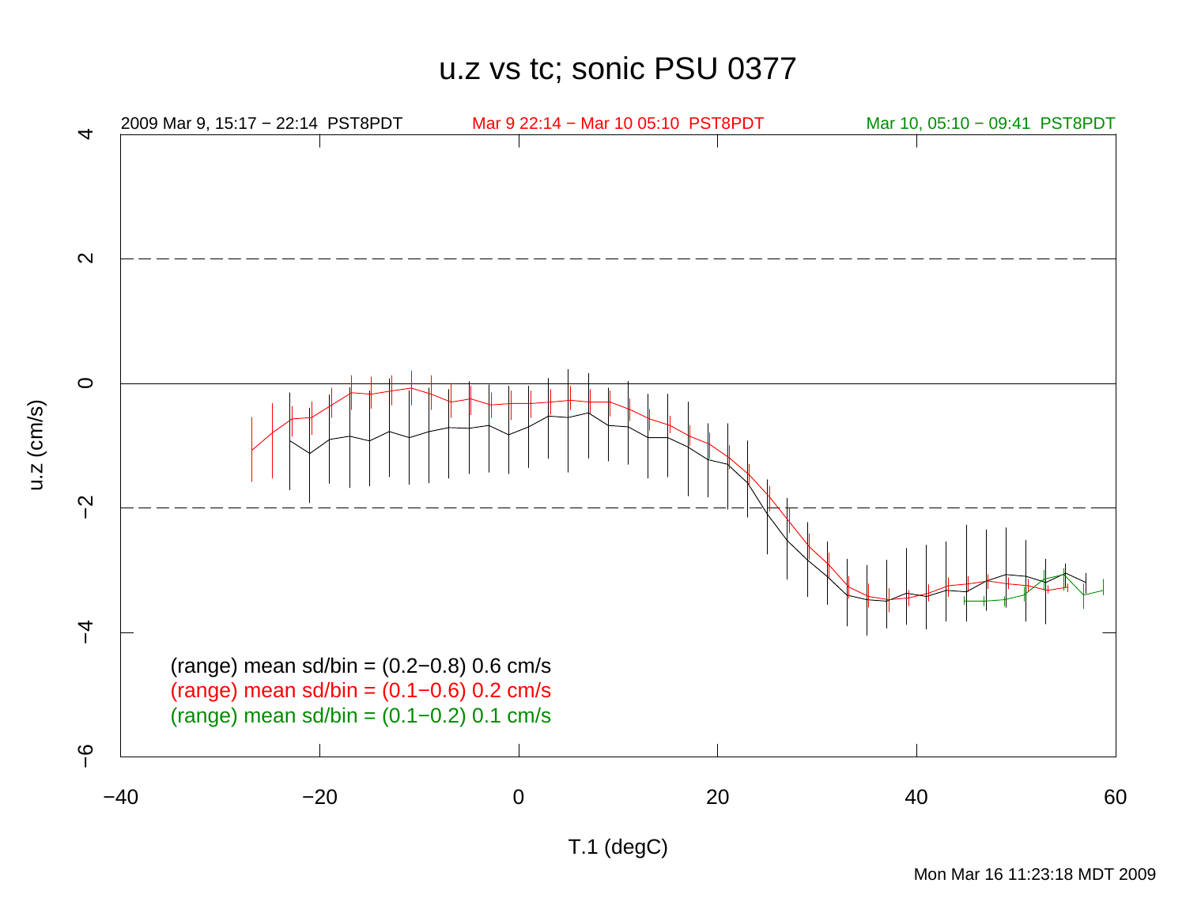u.z vs tc; sonic PSU 0377

2009 Mar 9, 15:17 − 22:14 PST8PDT

Mar 9 22:14 − Mar 10 05:10 PST8PDT

Mar 10, 05:10 − 09:41 PST8PDT

u.z (cm/s)

4

2

0

−2

−4

−6

−40

−20

0

20

40

60

T.1 (degC)

(range) mean sd/bin = (0.2−0.8) 0.6 cm/s

(range) mean sd/bin = (0.1−0.6) 0.2 cm/s

(range) mean sd/bin = (0.1−0.2) 0.1 cm/s

Mon Mar 16 11:23:18 MDT 2009